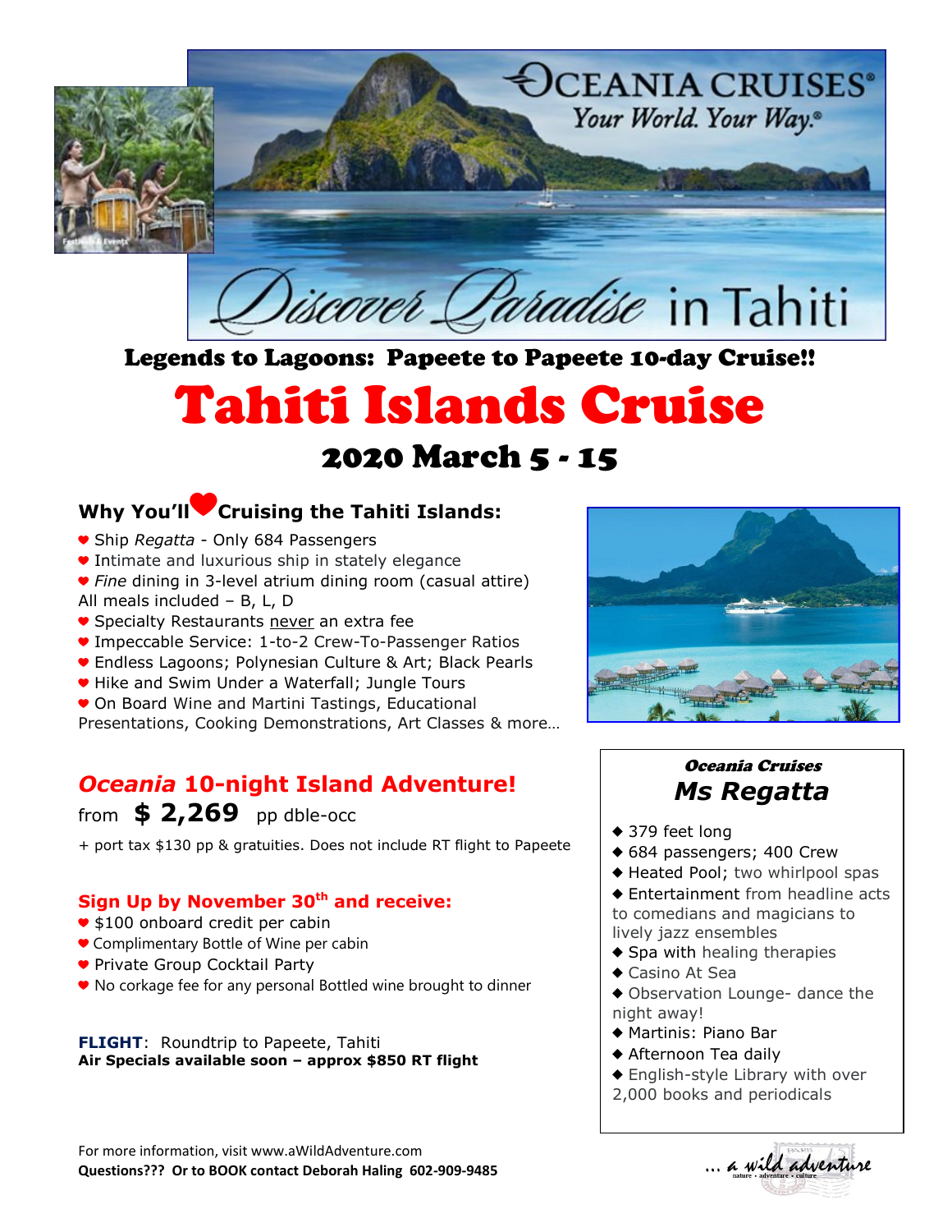OCEANIA CRUISES®

*Your World. Your Way.*®

Discover Paradise in Tahiti

### Legends to Lagoons: Papeete to Papeete 10-day Cruise!!

# Tahiti Islands Cruise

## 2020 March 5 - 15

### Why You'll ❤ Cruising the Tahiti Islands:

- Ship *Regatta* - Only 684 Passengers
- Intimate and luxurious ship in stately elegance
- *Fine* dining in 3-level atrium dining room (casual attire) All meals included – B, L, D
- Specialty Restaurants never an extra fee
- Impeccable Service: 1-to-2 Crew-To-Passenger Ratios
- Endless Lagoons; Polynesian Culture & Art; Black Pearls
- Hike and Swim Under a Waterfall; Jungle Tours
- On Board Wine and Martini Tastings, Educational Presentations, Cooking Demonstrations, Art Classes & more…

### *Oceania* 10-night Island Adventure!

from **$ 2,269** pp dble-occ

+ port tax $130 pp & gratuities. Does not include RT flight to Papeete

### Sign Up by November 30th and receive:

- $100 onboard credit per cabin
- Complimentary Bottle of Wine per cabin
- Private Group Cocktail Party
- No corkage fee for any personal Bottled wine brought to dinner

**FLIGHT**: Roundtrip to Papeete, Tahiti
**Air Specials available soon – approx $850 RT flight**

### *Oceania Cruises*
### *Ms Regatta*

- 379 feet long
- 684 passengers; 400 Crew
- Heated Pool; two whirlpool spas
- Entertainment from headline acts to comedians and magicians to lively jazz ensembles
- Spa with healing therapies
- Casino At Sea
- Observation Lounge- dance the night away!
- Martinis: Piano Bar
- Afternoon Tea daily
- English-style Library with over 2,000 books and periodicals

For more information, visit www.aWildAdventure.com
**Questions??? Or to BOOK contact Deborah Haling 602-909-9485**

… a wild adventure
nature • adventure • culture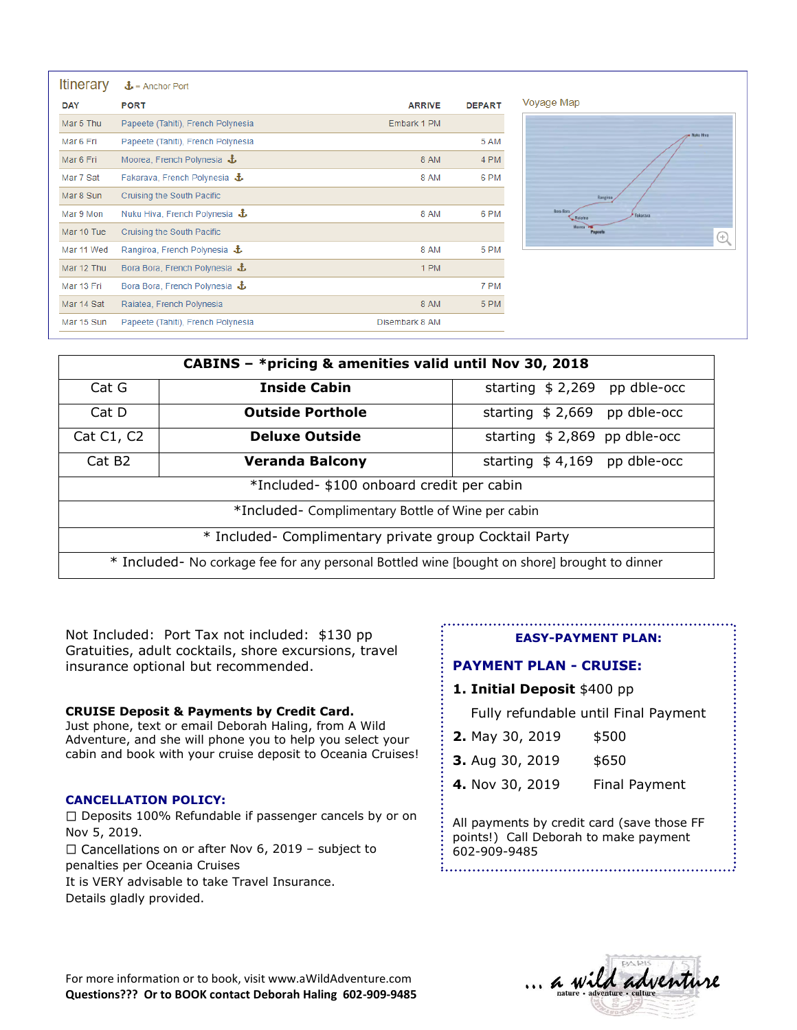## Itinerary

⚓ = Anchor Port

| DAY | PORT | ARRIVE | DEPART |
|---|---|---|---|
| Mar 5 Thu | Papeete (Tahiti), French Polynesia | Embark 1 PM | |
| Mar 6 Fri | Papeete (Tahiti), French Polynesia | | 5 AM |
| Mar 6 Fri | Moorea, French Polynesia ⚓ | 8 AM | 4 PM |
| Mar 7 Sat | Fakarava, French Polynesia ⚓ | 8 AM | 6 PM |
| Mar 8 Sun | Cruising the South Pacific | | |
| Mar 9 Mon | Nuku Hiva, French Polynesia ⚓ | 8 AM | 6 PM |
| Mar 10 Tue | Cruising the South Pacific | | |
| Mar 11 Wed | Rangiroa, French Polynesia ⚓ | 8 AM | 5 PM |
| Mar 12 Thu | Bora Bora, French Polynesia ⚓ | 1 PM | |
| Mar 13 Fri | Bora Bora, French Polynesia ⚓ | | 7 PM |
| Mar 14 Sat | Raiatea, French Polynesia | 8 AM | 5 PM |
| Mar 15 Sun | Papeete (Tahiti), French Polynesia | Disembark 8 AM | |

Voyage Map

Nuku Hiva
Rangiroa
Bora Bora
Raiatea
Moorea
Papeete
Fakarava

| CABINS – *pricing & amenities valid until Nov 30, 2018 | | |
|---|---|---|
| Cat G | **Inside Cabin** | starting $ 2,269 pp dble-occ |
| Cat D | **Outside Porthole** | starting $ 2,669 pp dble-occ |
| Cat C1, C2 | **Deluxe Outside** | starting $ 2,869 pp dble-occ |
| Cat B2 | **Veranda Balcony** | starting $ 4,169 pp dble-occ |
| *Included- $100 onboard credit per cabin | | |
| *Included- Complimentary Bottle of Wine per cabin | | |
| * Included- Complimentary private group Cocktail Party | | |
| * Included- No corkage fee for any personal Bottled wine [bought on shore] brought to dinner | | |

Not Included: Port Tax not included: $130 pp
Gratuities, adult cocktails, shore excursions, travel insurance optional but recommended.

**CRUISE Deposit & Payments by Credit Card.**
Just phone, text or email Deborah Haling, from A Wild Adventure, and she will phone you to help you select your cabin and book with your cruise deposit to Oceania Cruises!

**CANCELLATION POLICY:**

☐ Deposits 100% Refundable if passenger cancels by or on Nov 5, 2019.

☐ Cancellations on or after Nov 6, 2019 – subject to penalties per Oceania Cruises

It is VERY advisable to take Travel Insurance.
Details gladly provided.

**EASY-PAYMENT PLAN:**

**PAYMENT PLAN - CRUISE:**

1. **Initial Deposit** $400 pp
   Fully refundable until Final Payment
2. May 30, 2019 $500
3. Aug 30, 2019 $650
4. Nov 30, 2019 Final Payment

All payments by credit card (save those FF points!) Call Deborah to make payment 602-909-9485

For more information or to book, visit www.aWildAdventure.com
**Questions??? Or to BOOK contact Deborah Haling 602-909-9485**

... a wild adventure
nature • adventure • culture